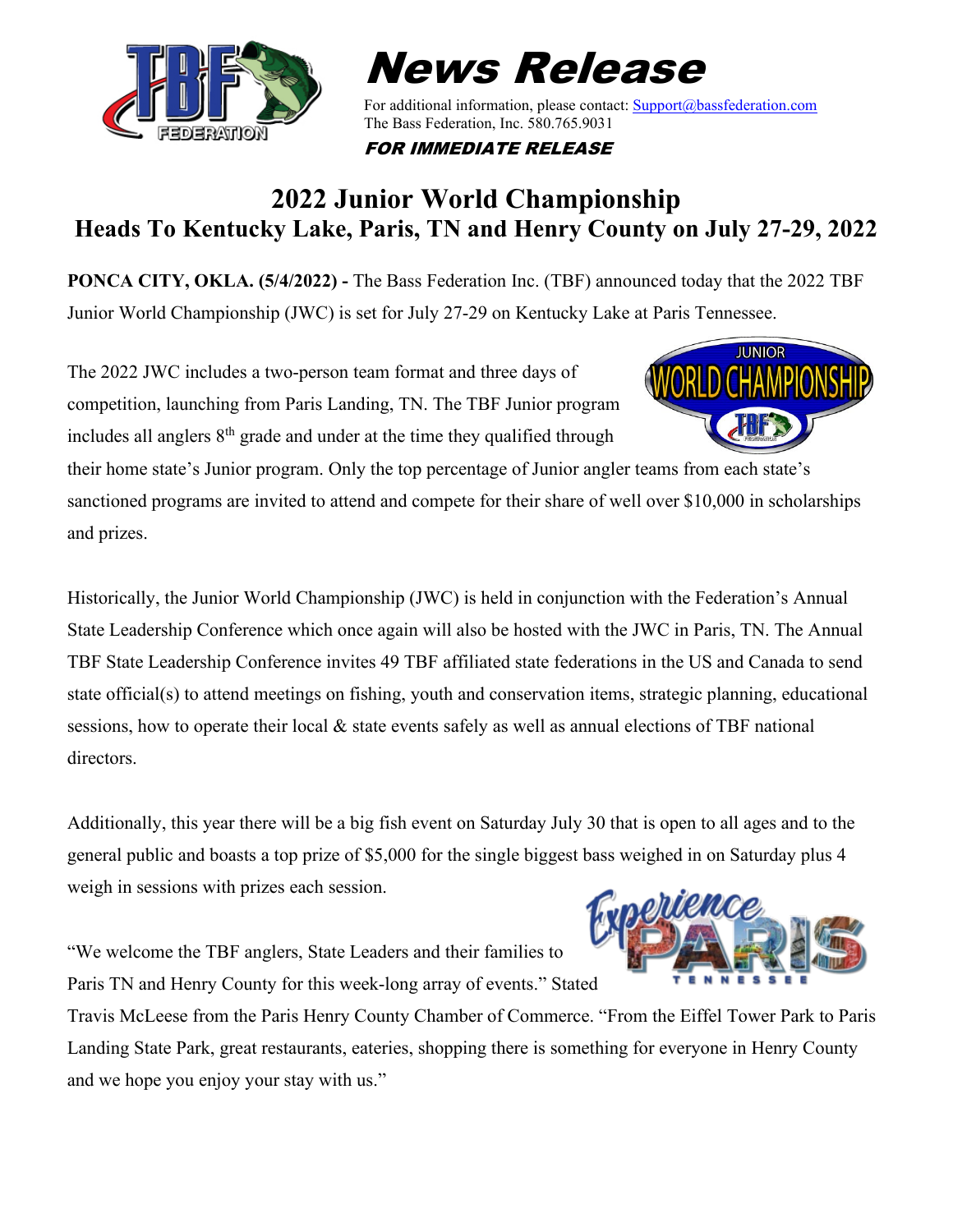# News Release

For additional information, please contact: [Support@bassfederation.com](mailto:Support@bassfederation.com)
The Bass Federation, Inc. 580.765.9031

***FOR IMMEDIATE RELEASE***

## 2022 Junior World Championship
## Heads To Kentucky Lake, Paris, TN and Henry County on July 27-29, 2022

**PONCA CITY, OKLA. (5/4/2022) -** The Bass Federation Inc. (TBF) announced today that the 2022 TBF Junior World Championship (JWC) is set for July 27-29 on Kentucky Lake at Paris Tennessee.

The 2022 JWC includes a two-person team format and three days of competition, launching from Paris Landing, TN. The TBF Junior program includes all anglers 8th grade and under at the time they qualified through their home state's Junior program. Only the top percentage of Junior angler teams from each state's sanctioned programs are invited to attend and compete for their share of well over $10,000 in scholarships and prizes.

Historically, the Junior World Championship (JWC) is held in conjunction with the Federation's Annual State Leadership Conference which once again will also be hosted with the JWC in Paris, TN. The Annual TBF State Leadership Conference invites 49 TBF affiliated state federations in the US and Canada to send state official(s) to attend meetings on fishing, youth and conservation items, strategic planning, educational sessions, how to operate their local & state events safely as well as annual elections of TBF national directors.

Additionally, this year there will be a big fish event on Saturday July 30 that is open to all ages and to the general public and boasts a top prize of $5,000 for the single biggest bass weighed in on Saturday plus 4 weigh in sessions with prizes each session.

"We welcome the TBF anglers, State Leaders and their families to Paris TN and Henry County for this week-long array of events." Stated Travis McLeese from the Paris Henry County Chamber of Commerce. "From the Eiffel Tower Park to Paris Landing State Park, great restaurants, eateries, shopping there is something for everyone in Henry County and we hope you enjoy your stay with us."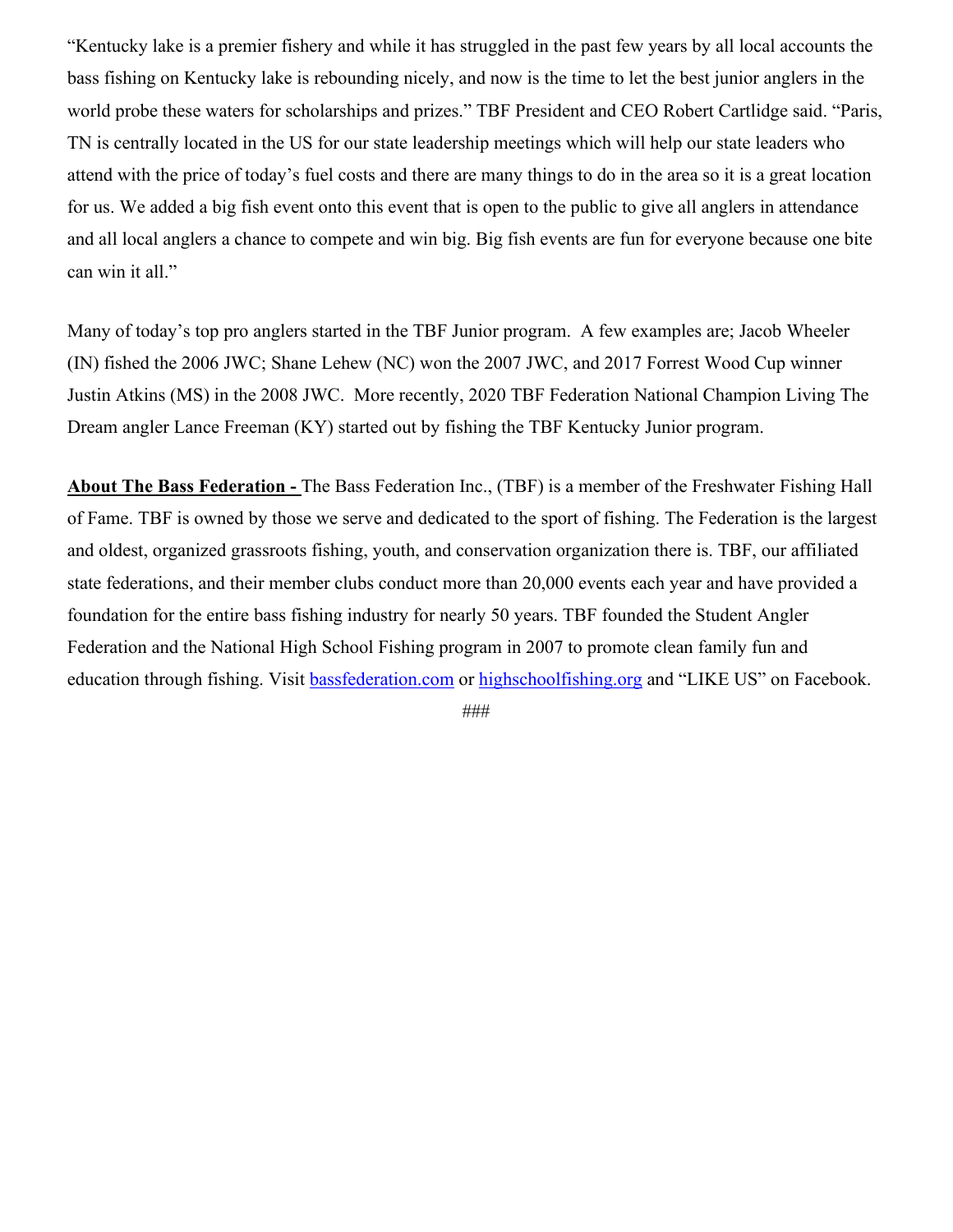"Kentucky lake is a premier fishery and while it has struggled in the past few years by all local accounts the bass fishing on Kentucky lake is rebounding nicely, and now is the time to let the best junior anglers in the world probe these waters for scholarships and prizes." TBF President and CEO Robert Cartlidge said. "Paris, TN is centrally located in the US for our state leadership meetings which will help our state leaders who attend with the price of today's fuel costs and there are many things to do in the area so it is a great location for us. We added a big fish event onto this event that is open to the public to give all anglers in attendance and all local anglers a chance to compete and win big. Big fish events are fun for everyone because one bite can win it all."

Many of today's top pro anglers started in the TBF Junior program. A few examples are; Jacob Wheeler (IN) fished the 2006 JWC; Shane Lehew (NC) won the 2007 JWC, and 2017 Forrest Wood Cup winner Justin Atkins (MS) in the 2008 JWC. More recently, 2020 TBF Federation National Champion Living The Dream angler Lance Freeman (KY) started out by fishing the TBF Kentucky Junior program.

**About The Bass Federation -** The Bass Federation Inc., (TBF) is a member of the Freshwater Fishing Hall of Fame. TBF is owned by those we serve and dedicated to the sport of fishing. The Federation is the largest and oldest, organized grassroots fishing, youth, and conservation organization there is. TBF, our affiliated state federations, and their member clubs conduct more than 20,000 events each year and have provided a foundation for the entire bass fishing industry for nearly 50 years. TBF founded the Student Angler Federation and the National High School Fishing program in 2007 to promote clean family fun and education through fishing. Visit bassfederation.com or highschoolfishing.org and "LIKE US" on Facebook.

###